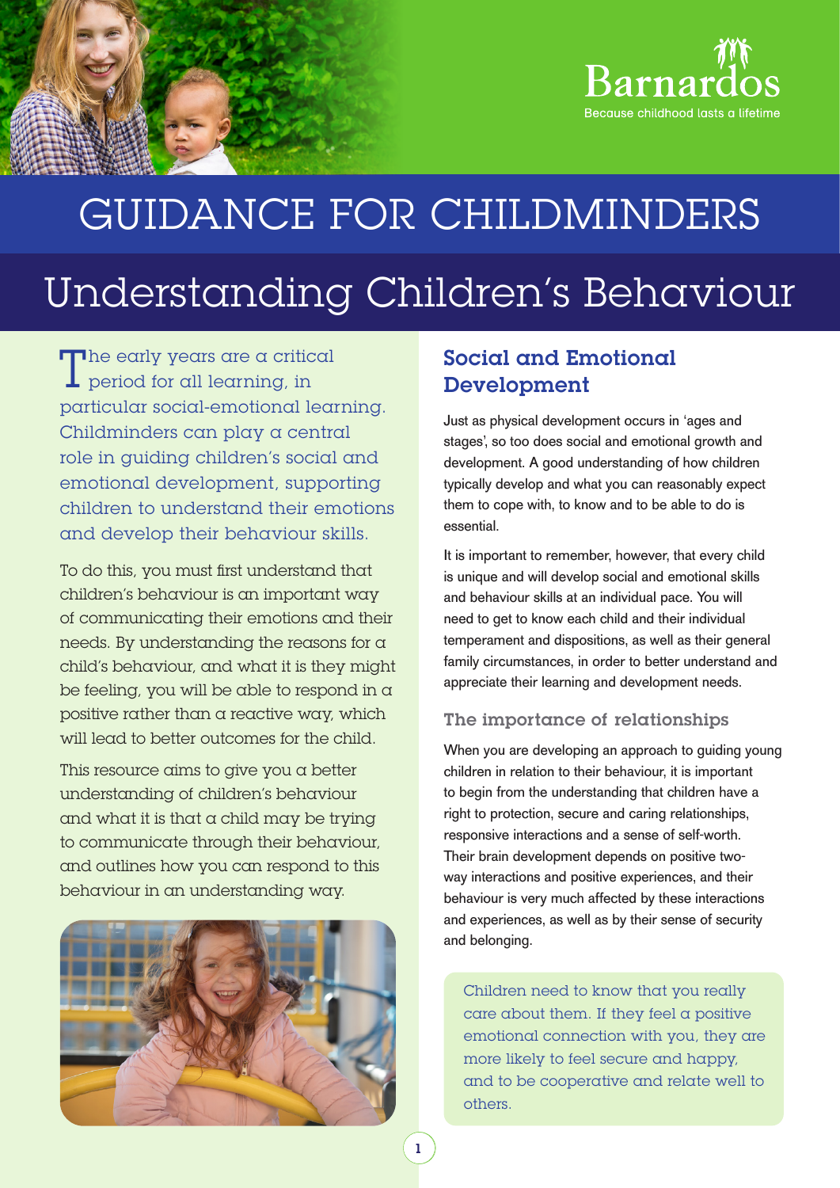Barnardos

Because childhood lasts a lifetime

# GUIDANCE FOR CHILDMINDERS

# Understanding Children's Behaviour

The early years are a critical period for all learning, in particular social-emotional learning. Childminders can play a central role in guiding children's social and emotional development, supporting children to understand their emotions and develop their behaviour skills.

To do this, you must first understand that children's behaviour is an important way of communicating their emotions and their needs. By understanding the reasons for a child's behaviour, and what it is they might be feeling, you will be able to respond in a positive rather than a reactive way, which will lead to better outcomes for the child.

This resource aims to give you a better understanding of children's behaviour and what it is that a child may be trying to communicate through their behaviour, and outlines how you can respond to this behaviour in an understanding way.

## Social and Emotional Development

Just as physical development occurs in 'ages and stages', so too does social and emotional growth and development. A good understanding of how children typically develop and what you can reasonably expect them to cope with, to know and to be able to do is essential.

It is important to remember, however, that every child is unique and will develop social and emotional skills and behaviour skills at an individual pace. You will need to get to know each child and their individual temperament and dispositions, as well as their general family circumstances, in order to better understand and appreciate their learning and development needs.

### The importance of relationships

When you are developing an approach to guiding young children in relation to their behaviour, it is important to begin from the understanding that children have a right to protection, secure and caring relationships, responsive interactions and a sense of self-worth. Their brain development depends on positive two-way interactions and positive experiences, and their behaviour is very much affected by these interactions and experiences, as well as by their sense of security and belonging.

Children need to know that you really care about them. If they feel a positive emotional connection with you, they are more likely to feel secure and happy, and to be cooperative and relate well to others.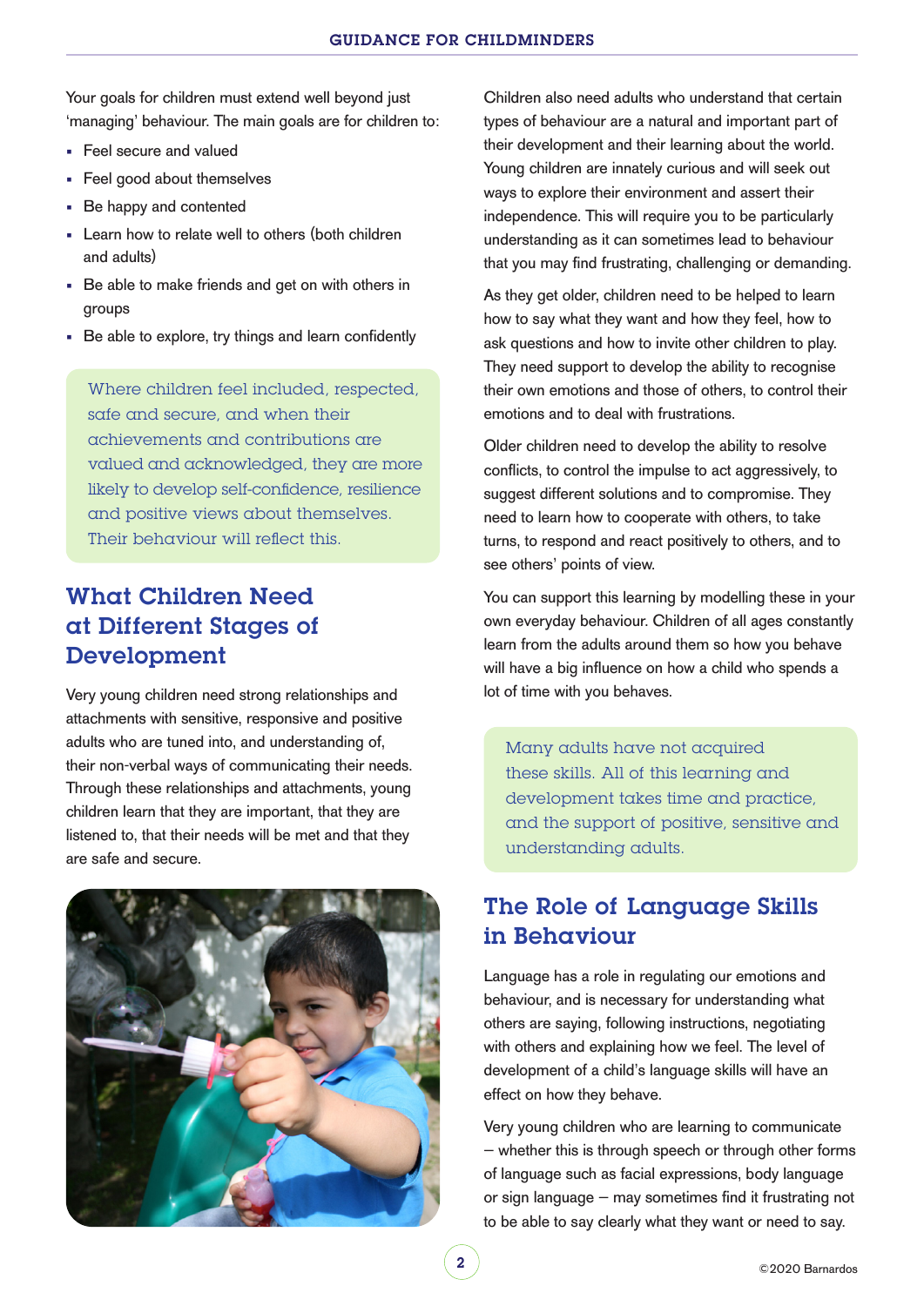Your goals for children must extend well beyond just 'managing' behaviour. The main goals are for children to:

- Feel secure and valued
- Feel good about themselves
- Be happy and contented
- Learn how to relate well to others (both children and adults)
- Be able to make friends and get on with others in groups
- Be able to explore, try things and learn confidently

> Where children feel included, respected, safe and secure, and when their achievements and contributions are valued and acknowledged, they are more likely to develop self-confidence, resilience and positive views about themselves. Their behaviour will reflect this.

## What Children Need at Different Stages of Development

Very young children need strong relationships and attachments with sensitive, responsive and positive adults who are tuned into, and understanding of, their non-verbal ways of communicating their needs. Through these relationships and attachments, young children learn that they are important, that they are listened to, that their needs will be met and that they are safe and secure.

Children also need adults who understand that certain types of behaviour are a natural and important part of their development and their learning about the world. Young children are innately curious and will seek out ways to explore their environment and assert their independence. This will require you to be particularly understanding as it can sometimes lead to behaviour that you may find frustrating, challenging or demanding.

As they get older, children need to be helped to learn how to say what they want and how they feel, how to ask questions and how to invite other children to play. They need support to develop the ability to recognise their own emotions and those of others, to control their emotions and to deal with frustrations.

Older children need to develop the ability to resolve conflicts, to control the impulse to act aggressively, to suggest different solutions and to compromise. They need to learn how to cooperate with others, to take turns, to respond and react positively to others, and to see others' points of view.

You can support this learning by modelling these in your own everyday behaviour. Children of all ages constantly learn from the adults around them so how you behave will have a big influence on how a child who spends a lot of time with you behaves.

> Many adults have not acquired these skills. All of this learning and development takes time and practice, and the support of positive, sensitive and understanding adults.

## The Role of Language Skills in Behaviour

Language has a role in regulating our emotions and behaviour, and is necessary for understanding what others are saying, following instructions, negotiating with others and explaining how we feel. The level of development of a child's language skills will have an effect on how they behave.

Very young children who are learning to communicate – whether this is through speech or through other forms of language such as facial expressions, body language or sign language – may sometimes find it frustrating not to be able to say clearly what they want or need to say.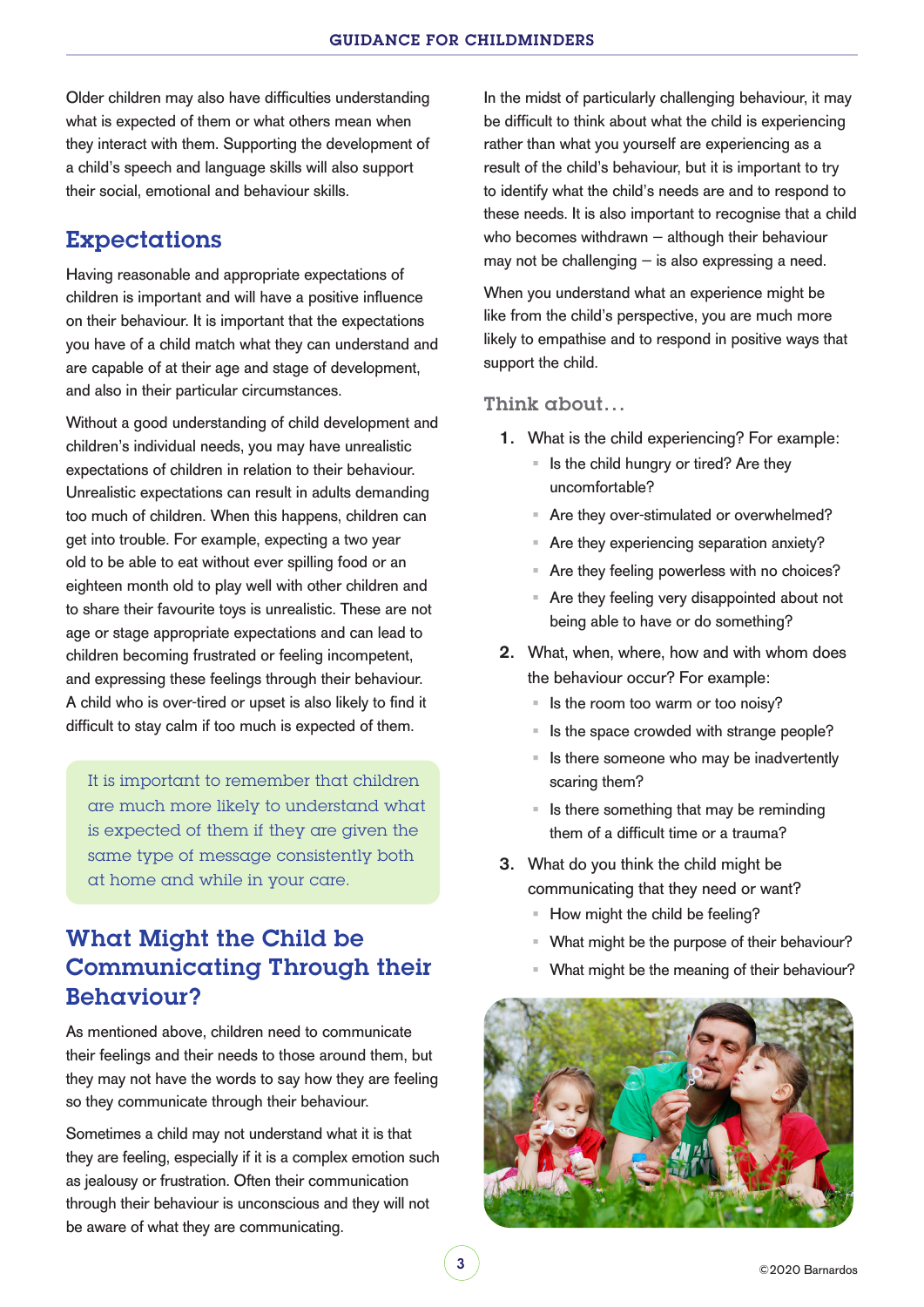Older children may also have difficulties understanding what is expected of them or what others mean when they interact with them. Supporting the development of a child's speech and language skills will also support their social, emotional and behaviour skills.

## Expectations

Having reasonable and appropriate expectations of children is important and will have a positive influence on their behaviour. It is important that the expectations you have of a child match what they can understand and are capable of at their age and stage of development, and also in their particular circumstances.

Without a good understanding of child development and children's individual needs, you may have unrealistic expectations of children in relation to their behaviour. Unrealistic expectations can result in adults demanding too much of children. When this happens, children can get into trouble. For example, expecting a two year old to be able to eat without ever spilling food or an eighteen month old to play well with other children and to share their favourite toys is unrealistic. These are not age or stage appropriate expectations and can lead to children becoming frustrated or feeling incompetent, and expressing these feelings through their behaviour. A child who is over-tired or upset is also likely to find it difficult to stay calm if too much is expected of them.

> It is important to remember that children are much more likely to understand what is expected of them if they are given the same type of message consistently both at home and while in your care.

## What Might the Child be Communicating Through their Behaviour?

As mentioned above, children need to communicate their feelings and their needs to those around them, but they may not have the words to say how they are feeling so they communicate through their behaviour.

Sometimes a child may not understand what it is that they are feeling, especially if it is a complex emotion such as jealousy or frustration. Often their communication through their behaviour is unconscious and they will not be aware of what they are communicating.

In the midst of particularly challenging behaviour, it may be difficult to think about what the child is experiencing rather than what you yourself are experiencing as a result of the child's behaviour, but it is important to try to identify what the child's needs are and to respond to these needs. It is also important to recognise that a child who becomes withdrawn – although their behaviour may not be challenging – is also expressing a need.

When you understand what an experience might be like from the child's perspective, you are much more likely to empathise and to respond in positive ways that support the child.

### Think about...

1. What is the child experiencing? For example:
   - Is the child hungry or tired? Are they uncomfortable?
   - Are they over-stimulated or overwhelmed?
   - Are they experiencing separation anxiety?
   - Are they feeling powerless with no choices?
   - Are they feeling very disappointed about not being able to have or do something?
2. What, when, where, how and with whom does the behaviour occur? For example:
   - Is the room too warm or too noisy?
   - Is the space crowded with strange people?
   - Is there someone who may be inadvertently scaring them?
   - Is there something that may be reminding them of a difficult time or a trauma?
3. What do you think the child might be communicating that they need or want?
   - How might the child be feeling?
   - What might be the purpose of their behaviour?
   - What might be the meaning of their behaviour?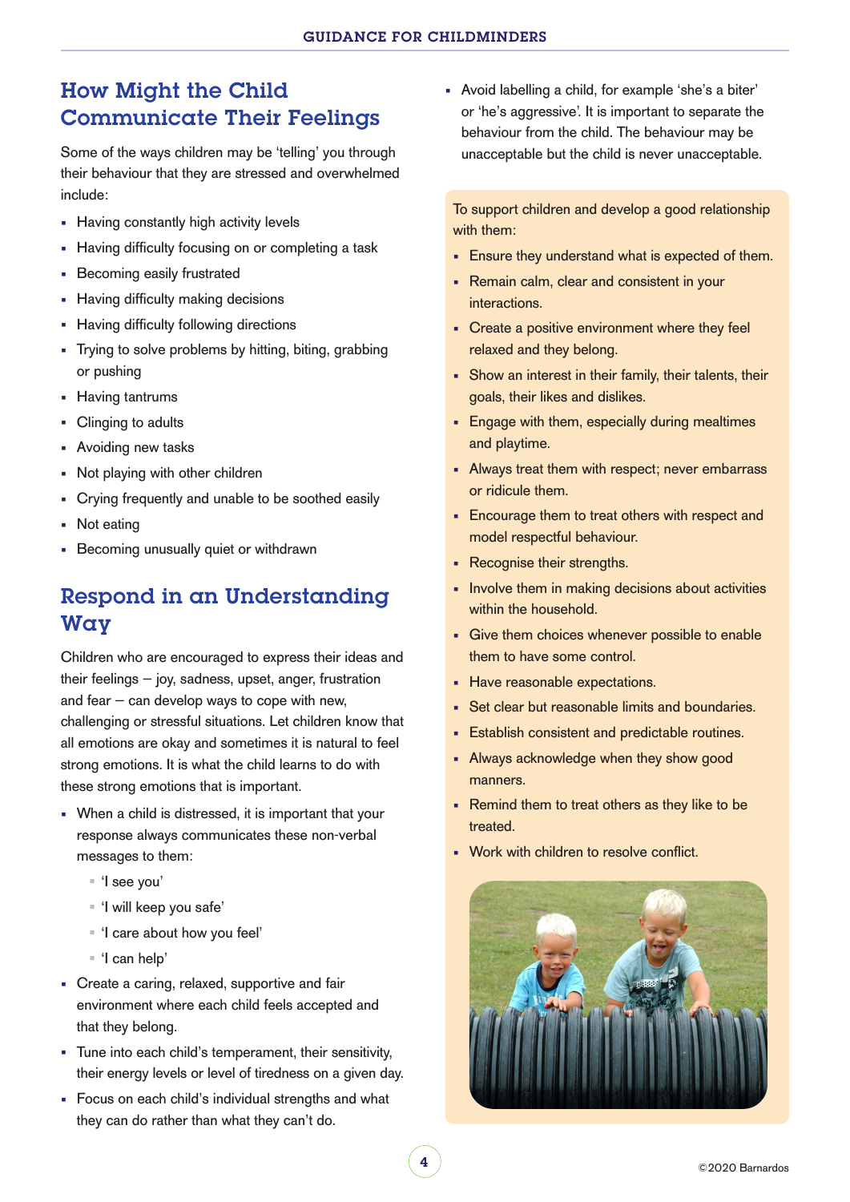## How Might the Child Communicate Their Feelings

Some of the ways children may be 'telling' you through their behaviour that they are stressed and overwhelmed include:

- Having constantly high activity levels
- Having difficulty focusing on or completing a task
- Becoming easily frustrated
- Having difficulty making decisions
- Having difficulty following directions
- Trying to solve problems by hitting, biting, grabbing or pushing
- Having tantrums
- Clinging to adults
- Avoiding new tasks
- Not playing with other children
- Crying frequently and unable to be soothed easily
- Not eating
- Becoming unusually quiet or withdrawn

## Respond in an Understanding Way

Children who are encouraged to express their ideas and their feelings – joy, sadness, upset, anger, frustration and fear – can develop ways to cope with new, challenging or stressful situations. Let children know that all emotions are okay and sometimes it is natural to feel strong emotions. It is what the child learns to do with these strong emotions that is important.

- When a child is distressed, it is important that your response always communicates these non-verbal messages to them:
  - 'I see you'
  - 'I will keep you safe'
  - 'I care about how you feel'
  - 'I can help'
- Create a caring, relaxed, supportive and fair environment where each child feels accepted and that they belong.
- Tune into each child's temperament, their sensitivity, their energy levels or level of tiredness on a given day.
- Focus on each child's individual strengths and what they can do rather than what they can't do.
- Avoid labelling a child, for example 'she's a biter' or 'he's aggressive'. It is important to separate the behaviour from the child. The behaviour may be unacceptable but the child is never unacceptable.

To support children and develop a good relationship with them:

- Ensure they understand what is expected of them.
- Remain calm, clear and consistent in your interactions.
- Create a positive environment where they feel relaxed and they belong.
- Show an interest in their family, their talents, their goals, their likes and dislikes.
- Engage with them, especially during mealtimes and playtime.
- Always treat them with respect; never embarrass or ridicule them.
- Encourage them to treat others with respect and model respectful behaviour.
- Recognise their strengths.
- Involve them in making decisions about activities within the household.
- Give them choices whenever possible to enable them to have some control.
- Have reasonable expectations.
- Set clear but reasonable limits and boundaries.
- Establish consistent and predictable routines.
- Always acknowledge when they show good manners.
- Remind them to treat others as they like to be treated.
- Work with children to resolve conflict.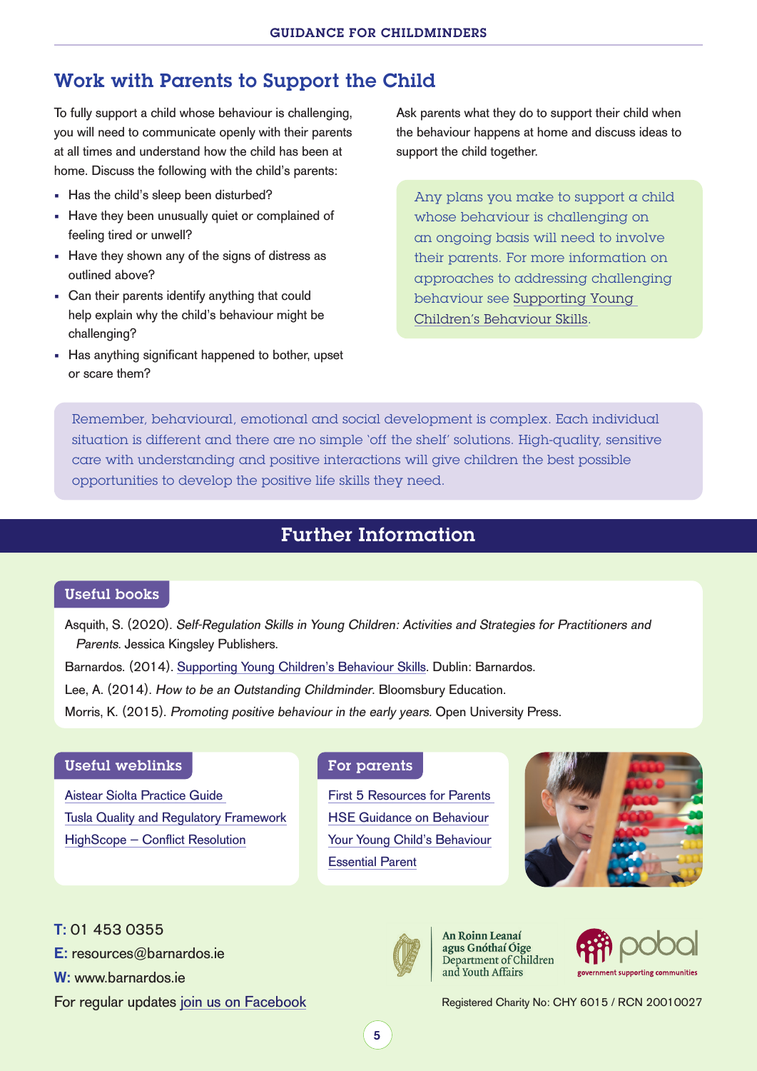## Work with Parents to Support the Child

To fully support a child whose behaviour is challenging, you will need to communicate openly with their parents at all times and understand how the child has been at home. Discuss the following with the child's parents:

- Has the child's sleep been disturbed?
- Have they been unusually quiet or complained of feeling tired or unwell?
- Have they shown any of the signs of distress as outlined above?
- Can their parents identify anything that could help explain why the child's behaviour might be challenging?
- Has anything significant happened to bother, upset or scare them?

Ask parents what they do to support their child when the behaviour happens at home and discuss ideas to support the child together.

Any plans you make to support a child whose behaviour is challenging on an ongoing basis will need to involve their parents. For more information on approaches to addressing challenging behaviour see Supporting Young Children's Behaviour Skills.

Remember, behavioural, emotional and social development is complex. Each individual situation is different and there are no simple 'off the shelf' solutions. High-quality, sensitive care with understanding and positive interactions will give children the best possible opportunities to develop the positive life skills they need.

## Further Information

### Useful books

Asquith, S. (2020). *Self-Regulation Skills in Young Children: Activities and Strategies for Practitioners and Parents*. Jessica Kingsley Publishers.

Barnardos. (2014). Supporting Young Children's Behaviour Skills. Dublin: Barnardos.

Lee, A. (2014). *How to be an Outstanding Childminder*. Bloomsbury Education.

Morris, K. (2015). *Promoting positive behaviour in the early years.* Open University Press.

### Useful weblinks

Aistear Siolta Practice Guide

Tusla Quality and Regulatory Framework

HighScope – Conflict Resolution

### For parents

First 5 Resources for Parents

HSE Guidance on Behaviour

Your Young Child's Behaviour

Essential Parent

**T:** 01 453 0355

**E:** resources@barnardos.ie

**W:** www.barnardos.ie

For regular updates join us on Facebook

An Roinn Leanaí agus Gnóthaí Óige
Department of Children and Youth Affairs

pobal
government supporting communities

Registered Charity No: CHY 6015 / RCN 20010027